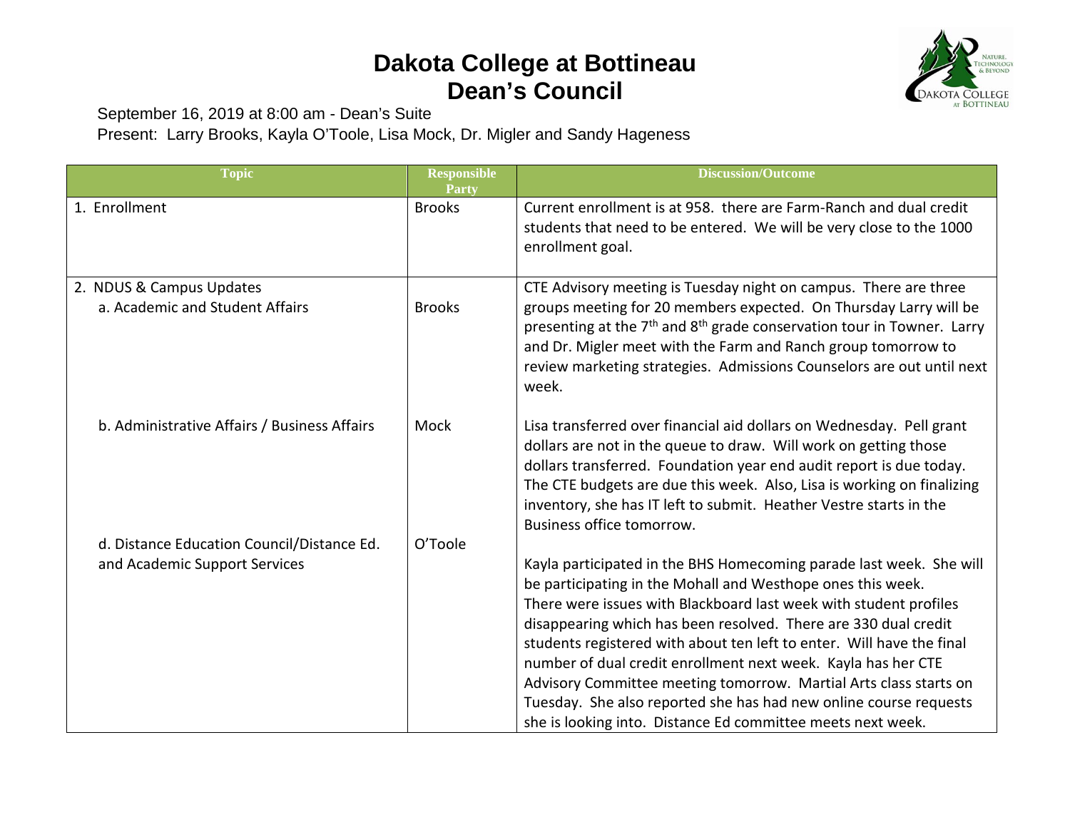# Dakota College at Bottineau
# Dean's Council

September 16, 2019 at 8:00 am - Dean's Suite
Present: Larry Brooks, Kayla O'Toole, Lisa Mock, Dr. Migler and Sandy Hageness

| Topic | Responsible Party | Discussion/Outcome |
|---|---|---|
| 1. Enrollment | Brooks | Current enrollment is at 958. there are Farm-Ranch and dual credit students that need to be entered. We will be very close to the 1000 enrollment goal. |
| 2. NDUS & Campus Updates<br>a. Academic and Student Affairs | Brooks | CTE Advisory meeting is Tuesday night on campus. There are three groups meeting for 20 members expected. On Thursday Larry will be presenting at the 7th and 8th grade conservation tour in Towner. Larry and Dr. Migler meet with the Farm and Ranch group tomorrow to review marketing strategies. Admissions Counselors are out until next week. |
| b. Administrative Affairs / Business Affairs | Mock | Lisa transferred over financial aid dollars on Wednesday. Pell grant dollars are not in the queue to draw. Will work on getting those dollars transferred. Foundation year end audit report is due today. The CTE budgets are due this week. Also, Lisa is working on finalizing inventory, she has IT left to submit. Heather Vestre starts in the Business office tomorrow. |
| d. Distance Education Council/Distance Ed. and Academic Support Services | O'Toole | Kayla participated in the BHS Homecoming parade last week. She will be participating in the Mohall and Westhope ones this week. There were issues with Blackboard last week with student profiles disappearing which has been resolved. There are 330 dual credit students registered with about ten left to enter. Will have the final number of dual credit enrollment next week. Kayla has her CTE Advisory Committee meeting tomorrow. Martial Arts class starts on Tuesday. She also reported she has had new online course requests she is looking into. Distance Ed committee meets next week. |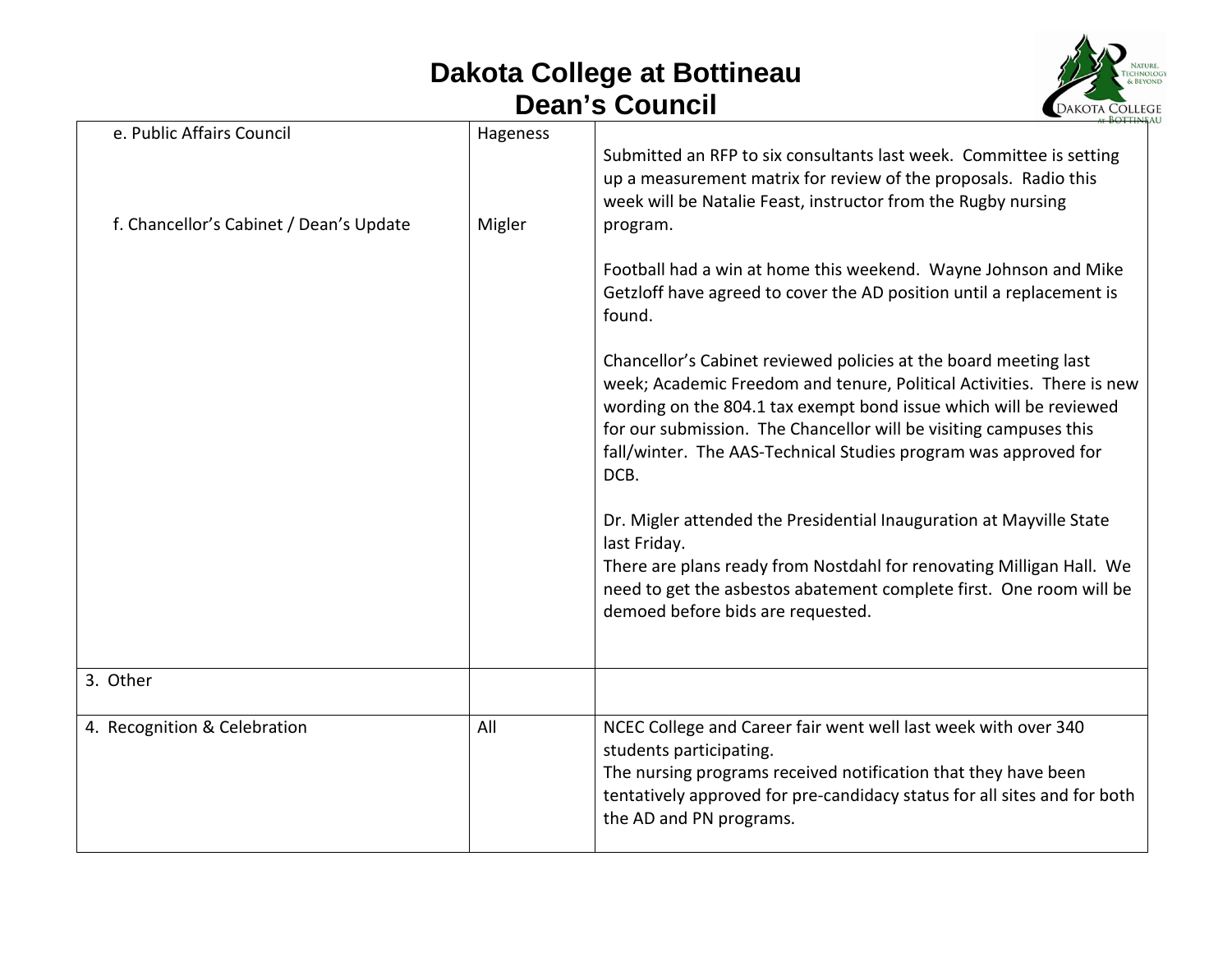# Dakota College at Bottineau
## Dean's Council

| | | |
|---|---|---|
| e. Public Affairs Council<br><br>f. Chancellor's Cabinet / Dean's Update | Hageness<br><br>Migler | Submitted an RFP to six consultants last week. Committee is setting up a measurement matrix for review of the proposals. Radio this week will be Natalie Feast, instructor from the Rugby nursing program.<br><br>Football had a win at home this weekend. Wayne Johnson and Mike Getzloff have agreed to cover the AD position until a replacement is found.<br><br>Chancellor's Cabinet reviewed policies at the board meeting last week; Academic Freedom and tenure, Political Activities. There is new wording on the 804.1 tax exempt bond issue which will be reviewed for our submission. The Chancellor will be visiting campuses this fall/winter. The AAS-Technical Studies program was approved for DCB.<br><br>Dr. Migler attended the Presidential Inauguration at Mayville State last Friday.<br>There are plans ready from Nostdahl for renovating Milligan Hall. We need to get the asbestos abatement complete first. One room will be demoed before bids are requested. |
| 3. Other | | |
| 4. Recognition & Celebration | All | NCEC College and Career fair went well last week with over 340 students participating.<br>The nursing programs received notification that they have been tentatively approved for pre-candidacy status for all sites and for both the AD and PN programs. |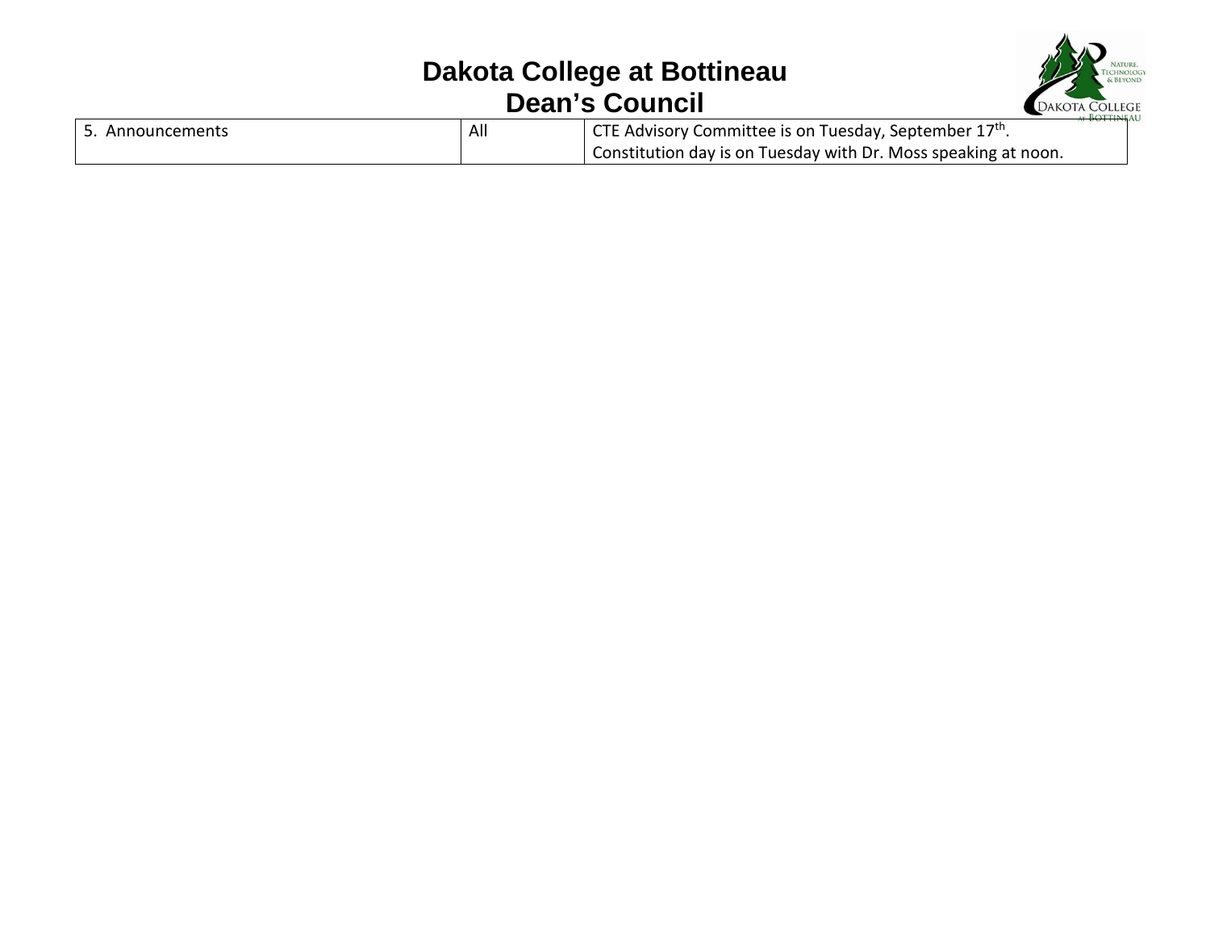# Dakota College at Bottineau
## Dean's Council

| | | |
|---|---|---|
| 5. Announcements | All | CTE Advisory Committee is on Tuesday, September 17th. Constitution day is on Tuesday with Dr. Moss speaking at noon. |